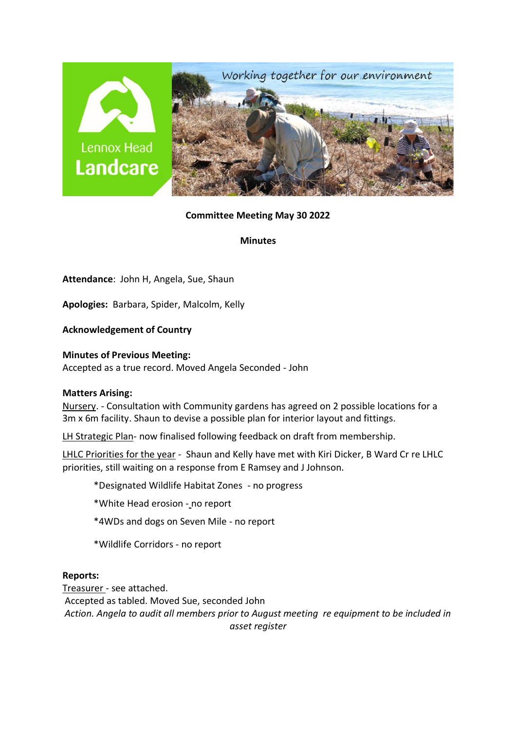**Committee Meeting May 30 2022**

**Minutes**

**Attendance**: John H, Angela, Sue, Shaun

**Apologies:** Barbara, Spider, Malcolm, Kelly

**Acknowledgement of Country**

**Minutes of Previous Meeting:**
Accepted as a true record. Moved Angela Seconded - John

**Matters Arising:**

Nursery. - Consultation with Community gardens has agreed on 2 possible locations for a 3m x 6m facility. Shaun to devise a possible plan for interior layout and fittings.

LH Strategic Plan- now finalised following feedback on draft from membership.

LHLC Priorities for the year - Shaun and Kelly have met with Kiri Dicker, B Ward Cr re LHLC priorities, still waiting on a response from E Ramsey and J Johnson.

- *Designated Wildlife Habitat Zones - no progress
- *White Head erosion - no report
- *4WDs and dogs on Seven Mile - no report
- *Wildlife Corridors - no report

**Reports:**

Treasurer - see attached.
Accepted as tabled. Moved Sue, seconded John
*Action. Angela to audit all members prior to August meeting re equipment to be included in asset register*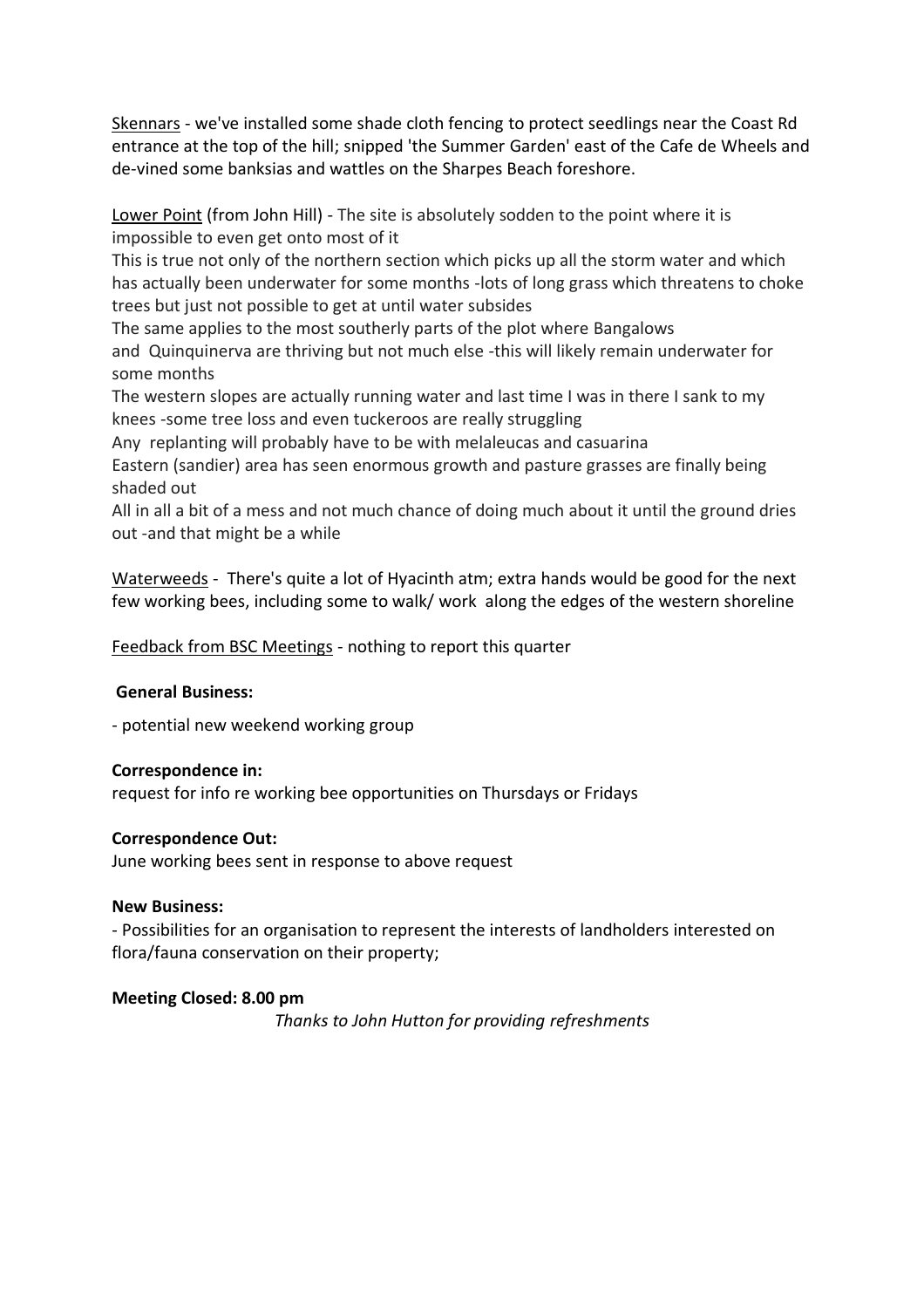Skennars - we've installed some shade cloth fencing to protect seedlings near the Coast Rd entrance at the top of the hill; snipped 'the Summer Garden' east of the Cafe de Wheels and de-vined some banksias and wattles on the Sharpes Beach foreshore.

Lower Point (from John Hill) - The site is absolutely sodden to the point where it is impossible to even get onto most of it

This is true not only of the northern section which picks up all the storm water and which has actually been underwater for some months -lots of long grass which threatens to choke trees but just not possible to get at until water subsides

The same applies to the most southerly parts of the plot where Bangalows and Quinquinerva are thriving but not much else -this will likely remain underwater for some months

The western slopes are actually running water and last time I was in there I sank to my knees -some tree loss and even tuckeroos are really struggling

Any replanting will probably have to be with melaleucas and casuarina

Eastern (sandier) area has seen enormous growth and pasture grasses are finally being shaded out

All in all a bit of a mess and not much chance of doing much about it until the ground dries out -and that might be a while

Waterweeds - There's quite a lot of Hyacinth atm; extra hands would be good for the next few working bees, including some to walk/ work along the edges of the western shoreline

Feedback from BSC Meetings - nothing to report this quarter

**General Business:**

- potential new weekend working group

**Correspondence in:**

request for info re working bee opportunities on Thursdays or Fridays

**Correspondence Out:**

June working bees sent in response to above request

**New Business:**

- Possibilities for an organisation to represent the interests of landholders interested on flora/fauna conservation on their property;

**Meeting Closed: 8.00 pm**

*Thanks to John Hutton for providing refreshments*